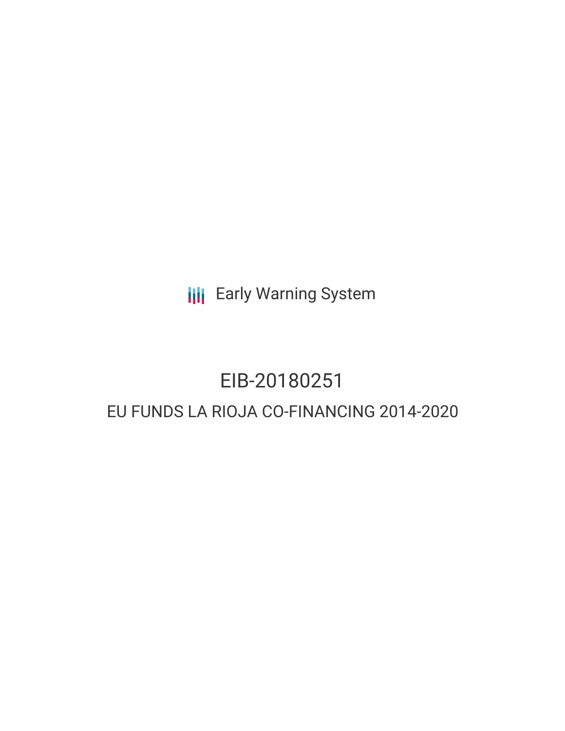Early Warning System

# EIB-20180251

## EU FUNDS LA RIOJA CO-FINANCING 2014-2020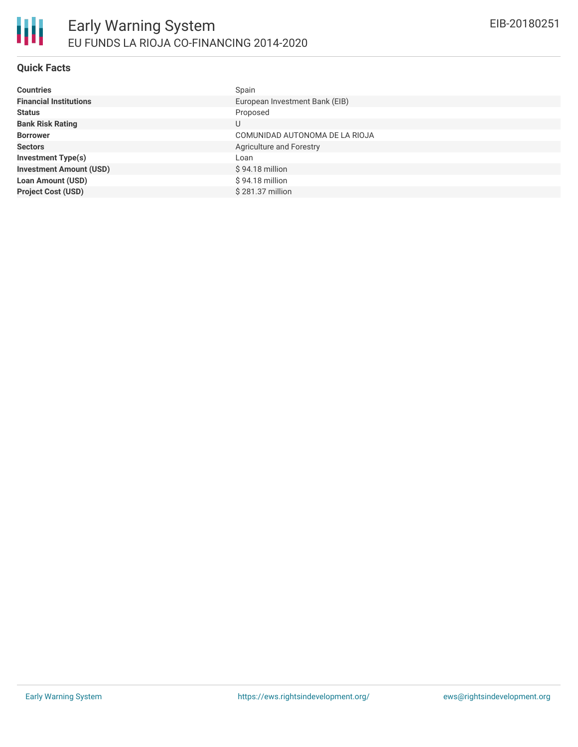# Early Warning System

## EU FUNDS LA RIOJA CO-FINANCING 2014-2020

EIB-20180251

### Quick Facts

| | |
|---|---|
| **Countries** | Spain |
| **Financial Institutions** | European Investment Bank (EIB) |
| **Status** | Proposed |
| **Bank Risk Rating** | U |
| **Borrower** | COMUNIDAD AUTONOMA DE LA RIOJA |
| **Sectors** | Agriculture and Forestry |
| **Investment Type(s)** | Loan |
| **Investment Amount (USD)** | $ 94.18 million |
| **Loan Amount (USD)** | $ 94.18 million |
| **Project Cost (USD)** | $ 281.37 million |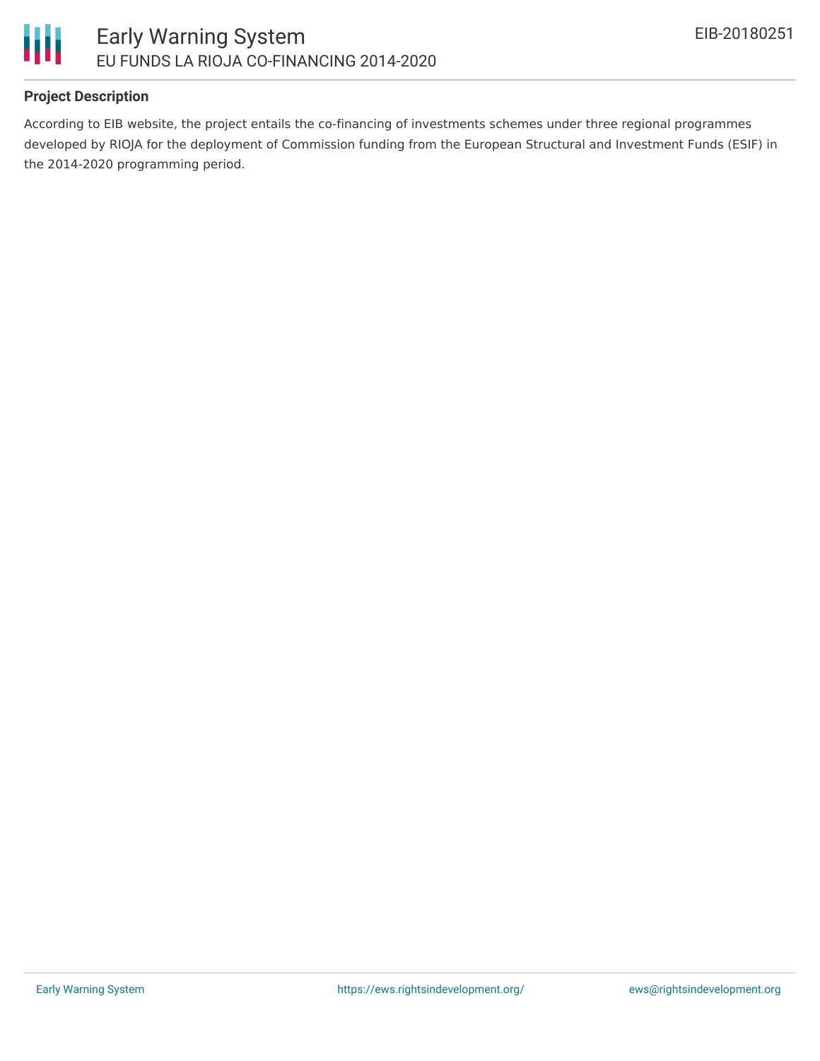## Project Description

According to EIB website, the project entails the co-financing of investments schemes under three regional programmes developed by RIOJA for the deployment of Commission funding from the European Structural and Investment Funds (ESIF) in the 2014-2020 programming period.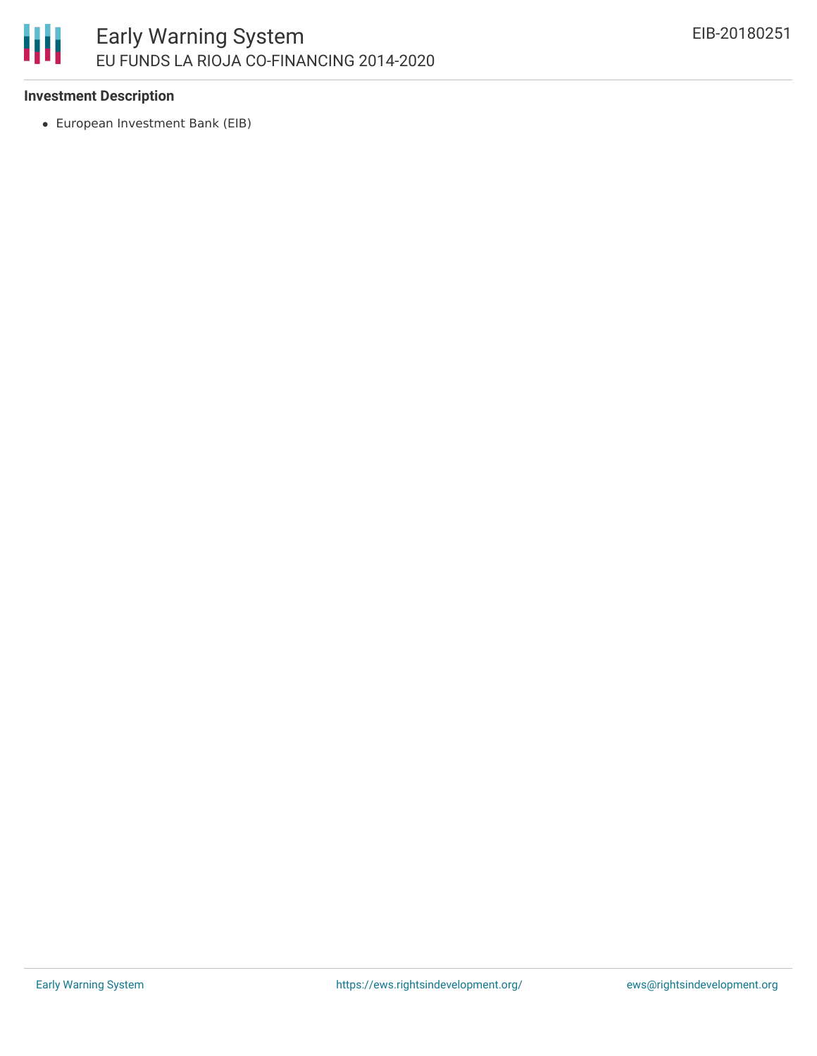**Investment Description**

- European Investment Bank (EIB)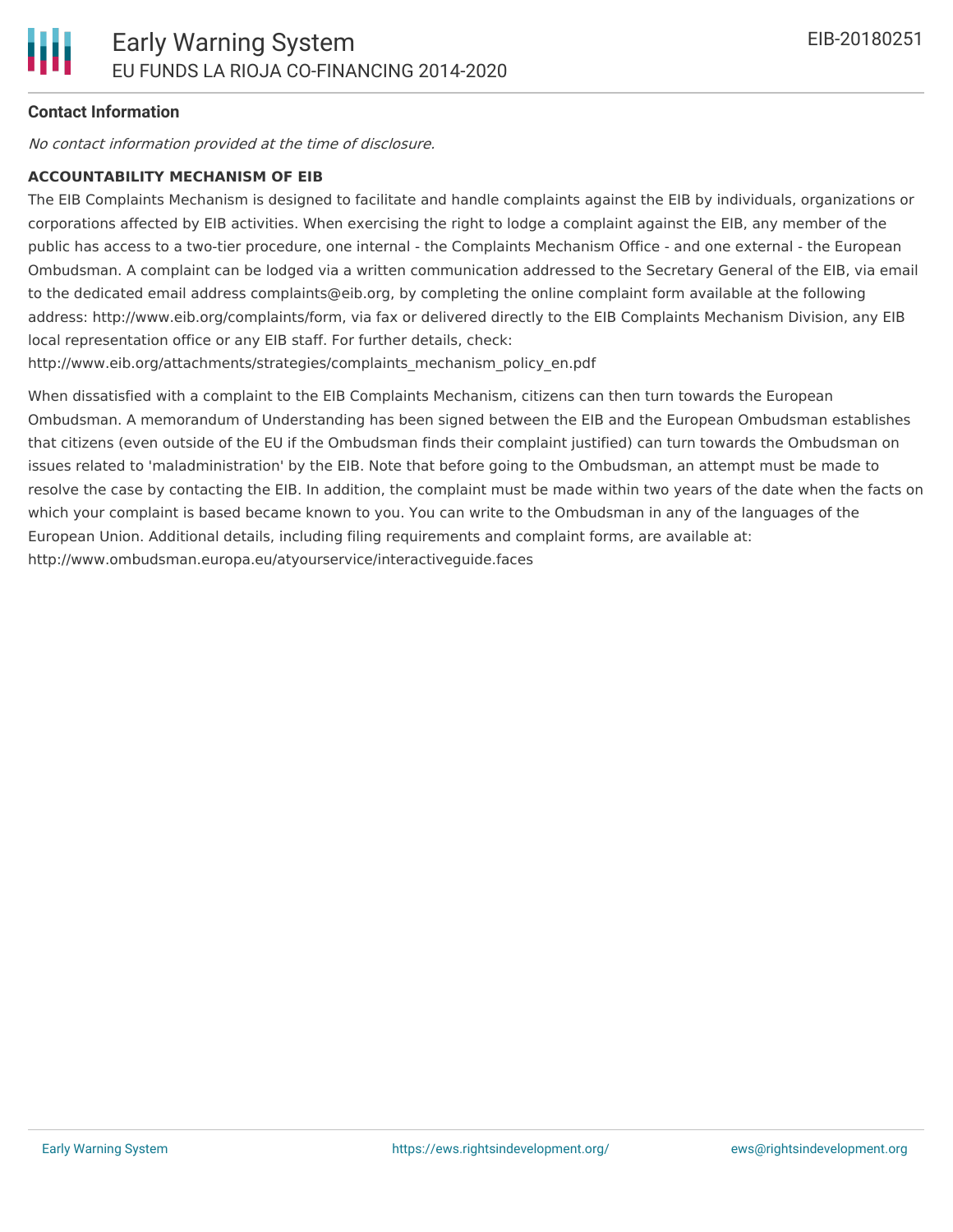#### Contact Information

*No contact information provided at the time of disclosure.*

**ACCOUNTABILITY MECHANISM OF EIB**

The EIB Complaints Mechanism is designed to facilitate and handle complaints against the EIB by individuals, organizations or corporations affected by EIB activities. When exercising the right to lodge a complaint against the EIB, any member of the public has access to a two-tier procedure, one internal - the Complaints Mechanism Office - and one external - the European Ombudsman. A complaint can be lodged via a written communication addressed to the Secretary General of the EIB, via email to the dedicated email address complaints@eib.org, by completing the online complaint form available at the following address: http://www.eib.org/complaints/form, via fax or delivered directly to the EIB Complaints Mechanism Division, any EIB local representation office or any EIB staff. For further details, check: http://www.eib.org/attachments/strategies/complaints_mechanism_policy_en.pdf

When dissatisfied with a complaint to the EIB Complaints Mechanism, citizens can then turn towards the European Ombudsman. A memorandum of Understanding has been signed between the EIB and the European Ombudsman establishes that citizens (even outside of the EU if the Ombudsman finds their complaint justified) can turn towards the Ombudsman on issues related to 'maladministration' by the EIB. Note that before going to the Ombudsman, an attempt must be made to resolve the case by contacting the EIB. In addition, the complaint must be made within two years of the date when the facts on which your complaint is based became known to you. You can write to the Ombudsman in any of the languages of the European Union. Additional details, including filing requirements and complaint forms, are available at: http://www.ombudsman.europa.eu/atyourservice/interactiveguide.faces